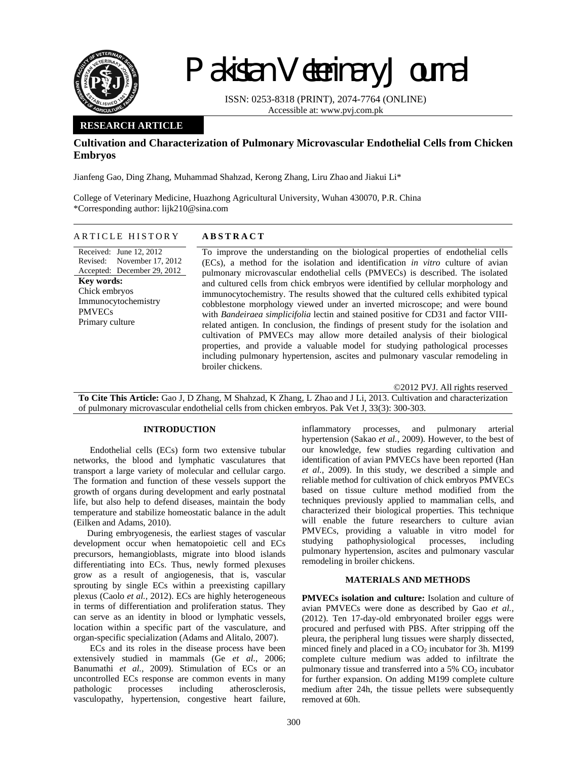# Pakistan Veterinary Journal

ISSN: 0253-8318 (PRINT), 2074-7764 (ONLINE)
Accessible at: www.pvj.com.pk

**RESEARCH ARTICLE**

## Cultivation and Characterization of Pulmonary Microvascular Endothelial Cells from Chicken Embryos

Jianfeng Gao, Ding Zhang, Muhammad Shahzad, Kerong Zhang, Liru Zhao and Jiakui Li*

College of Veterinary Medicine, Huazhong Agricultural University, Wuhan 430070, P.R. China
*Corresponding author: lijk210@sina.com

**ARTICLE HISTORY**

Received: June 12, 2012
Revised: November 17, 2012
Accepted: December 29, 2012

**Key words:**
Chick embryos
Immunocytochemistry
PMVECs
Primary culture

**ABSTRACT**

To improve the understanding on the biological properties of endothelial cells (ECs), a method for the isolation and identification *in vitro* culture of avian pulmonary microvascular endothelial cells (PMVECs) is described. The isolated and cultured cells from chick embryos were identified by cellular morphology and immunocytochemistry. The results showed that the cultured cells exhibited typical cobblestone morphology viewed under an inverted microscope; and were bound with *Bandeiraea simplicifolia* lectin and stained positive for CD31 and factor VIII-related antigen. In conclusion, the findings of present study for the isolation and cultivation of PMVECs may allow more detailed analysis of their biological properties, and provide a valuable model for studying pathological processes including pulmonary hypertension, ascites and pulmonary vascular remodeling in broiler chickens.

©2012 PVJ. All rights reserved

**To Cite This Article:** Gao J, D Zhang, M Shahzad, K Zhang, L Zhao and J Li, 2013. Cultivation and characterization of pulmonary microvascular endothelial cells from chicken embryos. Pak Vet J, 33(3): 300-303.

## INTRODUCTION

Endothelial cells (ECs) form two extensive tubular networks, the blood and lymphatic vasculatures that transport a large variety of molecular and cellular cargo. The formation and function of these vessels support the growth of organs during development and early postnatal life, but also help to defend diseases, maintain the body temperature and stabilize homeostatic balance in the adult (Eilken and Adams, 2010).

During embryogenesis, the earliest stages of vascular development occur when hematopoietic cell and ECs precursors, hemangioblasts, migrate into blood islands differentiating into ECs. Thus, newly formed plexuses grow as a result of angiogenesis, that is, vascular sprouting by single ECs within a preexisting capillary plexus (Caolo *et al.,* 2012). ECs are highly heterogeneous in terms of differentiation and proliferation status. They can serve as an identity in blood or lymphatic vessels, location within a specific part of the vasculature, and organ-specific specialization (Adams and Alitalo, 2007).

ECs and its roles in the disease process have been extensively studied in mammals (Ge *et al.,* 2006; Banumathi *et al.,* 2009). Stimulation of ECs or an uncontrolled ECs response are common events in many pathologic processes including atherosclerosis, vasculopathy, hypertension, congestive heart failure, inflammatory processes, and pulmonary arterial hypertension (Sakao *et al.,* 2009). However, to the best of our knowledge, few studies regarding cultivation and identification of avian PMVECs have been reported (Han *et al.,* 2009). In this study, we described a simple and reliable method for cultivation of chick embryos PMVECs based on tissue culture method modified from the techniques previously applied to mammalian cells, and characterized their biological properties. This technique will enable the future researchers to culture avian PMVECs, providing a valuable in vitro model for studying pathophysiological processes, including pulmonary hypertension, ascites and pulmonary vascular remodeling in broiler chickens.

## MATERIALS AND METHODS

**PMVECs isolation and culture:** Isolation and culture of avian PMVECs were done as described by Gao *et al.,* (2012). Ten 17-day-old embryonated broiler eggs were procured and perfused with PBS. After stripping off the pleura, the peripheral lung tissues were sharply dissected, minced finely and placed in a $CO_2$ incubator for 3h. M199 complete culture medium was added to infiltrate the pulmonary tissue and transferred into a 5% $CO_2$ incubator for further expansion. On adding M199 complete culture medium after 24h, the tissue pellets were subsequently removed at 60h.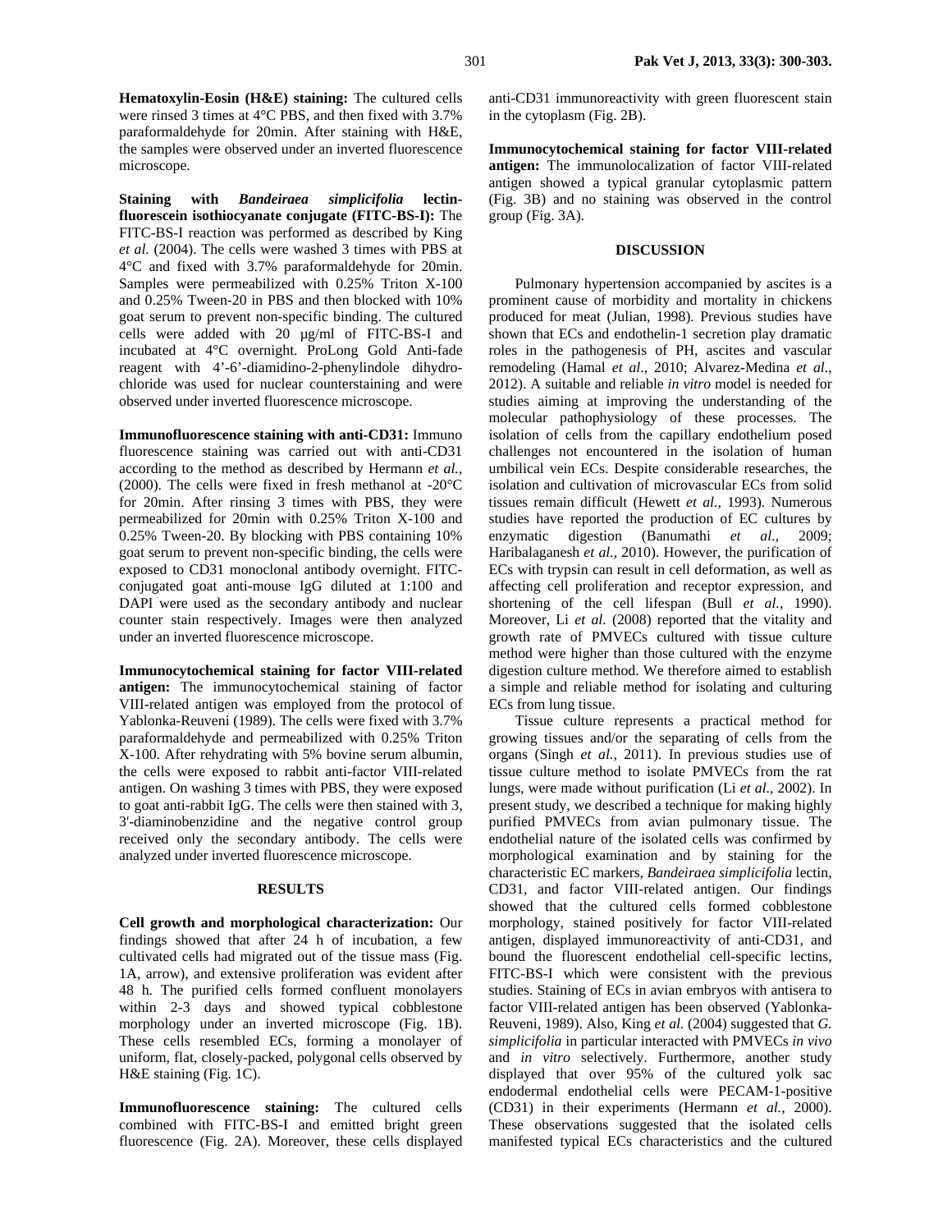**Hematoxylin-Eosin (H&E) staining:** The cultured cells were rinsed 3 times at 4°C PBS, and then fixed with 3.7% paraformaldehyde for 20min. After staining with H&E, the samples were observed under an inverted fluorescence microscope.

**Staining with *Bandeiraea simplicifolia* lectin-fluorescein isothiocyanate conjugate (FITC-BS-I):** The FITC-BS-I reaction was performed as described by King *et al.* (2004). The cells were washed 3 times with PBS at 4°C and fixed with 3.7% paraformaldehyde for 20min. Samples were permeabilized with 0.25% Triton X-100 and 0.25% Tween-20 in PBS and then blocked with 10% goat serum to prevent non-specific binding. The cultured cells were added with 20 µg/ml of FITC-BS-I and incubated at 4°C overnight. ProLong Gold Anti-fade reagent with 4'-6'-diamidino-2-phenylindole dihydrochloride was used for nuclear counterstaining and were observed under inverted fluorescence microscope.

**Immunofluorescence staining with anti-CD31:** Immuno fluorescence staining was carried out with anti-CD31 according to the method as described by Hermann *et al.,* (2000). The cells were fixed in fresh methanol at -20°C for 20min. After rinsing 3 times with PBS, they were permeabilized for 20min with 0.25% Triton X-100 and 0.25% Tween-20. By blocking with PBS containing 10% goat serum to prevent non-specific binding, the cells were exposed to CD31 monoclonal antibody overnight. FITC-conjugated goat anti-mouse IgG diluted at 1:100 and DAPI were used as the secondary antibody and nuclear counter stain respectively. Images were then analyzed under an inverted fluorescence microscope.

**Immunocytochemical staining for factor VIII-related antigen:** The immunocytochemical staining of factor VIII-related antigen was employed from the protocol of Yablonka-Reuveni (1989). The cells were fixed with 3.7% paraformaldehyde and permeabilized with 0.25% Triton X-100. After rehydrating with 5% bovine serum albumin, the cells were exposed to rabbit anti-factor VIII-related antigen. On washing 3 times with PBS, they were exposed to goat anti-rabbit IgG. The cells were then stained with 3, 3'-diaminobenzidine and the negative control group received only the secondary antibody. The cells were analyzed under inverted fluorescence microscope.

## RESULTS

**Cell growth and morphological characterization:** Our findings showed that after 24 h of incubation, a few cultivated cells had migrated out of the tissue mass (Fig. 1A, arrow), and extensive proliferation was evident after 48 h. The purified cells formed confluent monolayers within 2-3 days and showed typical cobblestone morphology under an inverted microscope (Fig. 1B). These cells resembled ECs, forming a monolayer of uniform, flat, closely-packed, polygonal cells observed by H&E staining (Fig. 1C).

**Immunofluorescence staining:** The cultured cells combined with FITC-BS-I and emitted bright green fluorescence (Fig. 2A). Moreover, these cells displayed anti-CD31 immunoreactivity with green fluorescent stain in the cytoplasm (Fig. 2B).

**Immunocytochemical staining for factor VIII-related antigen:** The immunolocalization of factor VIII-related antigen showed a typical granular cytoplasmic pattern (Fig. 3B) and no staining was observed in the control group (Fig. 3A).

## DISCUSSION

Pulmonary hypertension accompanied by ascites is a prominent cause of morbidity and mortality in chickens produced for meat (Julian, 1998). Previous studies have shown that ECs and endothelin-1 secretion play dramatic roles in the pathogenesis of PH, ascites and vascular remodeling (Hamal *et al*., 2010; Alvarez-Medina *et al*., 2012). A suitable and reliable *in vitro* model is needed for studies aiming at improving the understanding of the molecular pathophysiology of these processes. The isolation of cells from the capillary endothelium posed challenges not encountered in the isolation of human umbilical vein ECs. Despite considerable researches, the isolation and cultivation of microvascular ECs from solid tissues remain difficult (Hewett *et al.,* 1993). Numerous studies have reported the production of EC cultures by enzymatic digestion (Banumathi *et al.,* 2009; Haribalaganesh *et al.,* 2010). However, the purification of ECs with trypsin can result in cell deformation, as well as affecting cell proliferation and receptor expression, and shortening of the cell lifespan (Bull *et al.,* 1990). Moreover, Li *et al.* (2008) reported that the vitality and growth rate of PMVECs cultured with tissue culture method were higher than those cultured with the enzyme digestion culture method. We therefore aimed to establish a simple and reliable method for isolating and culturing ECs from lung tissue.

Tissue culture represents a practical method for growing tissues and/or the separating of cells from the organs (Singh *et al.,* 2011). In previous studies use of tissue culture method to isolate PMVECs from the rat lungs, were made without purification (Li *et al.,* 2002). In present study, we described a technique for making highly purified PMVECs from avian pulmonary tissue. The endothelial nature of the isolated cells was confirmed by morphological examination and by staining for the characteristic EC markers, *Bandeiraea simplicifolia* lectin, CD31, and factor VIII-related antigen. Our findings showed that the cultured cells formed cobblestone morphology, stained positively for factor VIII-related antigen, displayed immunoreactivity of anti-CD31, and bound the fluorescent endothelial cell-specific lectins, FITC-BS-I which were consistent with the previous studies. Staining of ECs in avian embryos with antisera to factor VIII-related antigen has been observed (Yablonka-Reuveni, 1989). Also, King *et al.* (2004) suggested that *G. simplicifolia* in particular interacted with PMVECs *in vivo* and *in vitro* selectively. Furthermore, another study displayed that over 95% of the cultured yolk sac endodermal endothelial cells were PECAM-1-positive (CD31) in their experiments (Hermann *et al.,* 2000). These observations suggested that the isolated cells manifested typical ECs characteristics and the cultured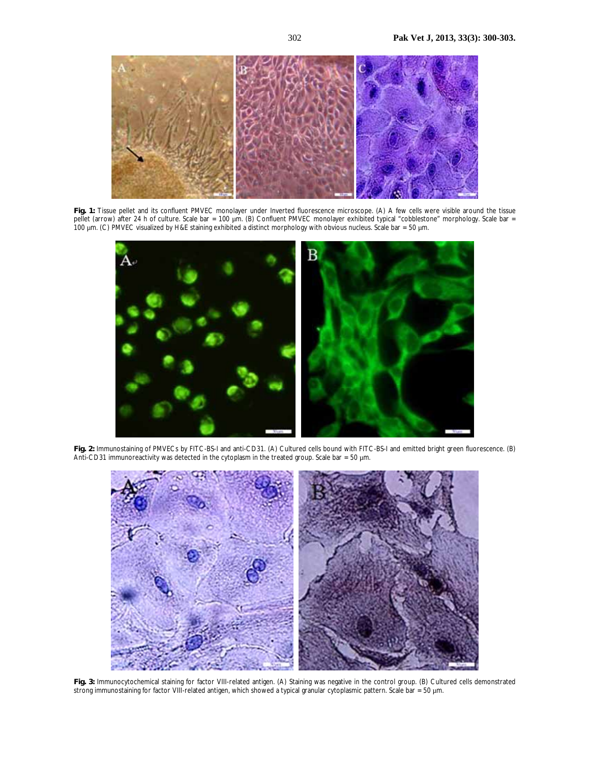**Fig. 1:** Tissue pellet and its confluent PMVEC monolayer under Inverted fluorescence microscope. (A) A few cells were visible around the tissue pellet (arrow) after 24 h of culture. Scale bar = 100 μm. (B) Confluent PMVEC monolayer exhibited typical "cobblestone" morphology. Scale bar = 100 μm. (C) PMVEC visualized by H&E staining exhibited a distinct morphology with obvious nucleus. Scale bar = 50 μm.

**Fig. 2:** Immunostaining of PMVECs by FITC-BS-I and anti-CD31. (A) Cultured cells bound with FITC-BS-I and emitted bright green fluorescence. (B) Anti-CD31 immunoreactivity was detected in the cytoplasm in the treated group. Scale bar = 50 μm.

**Fig. 3:** Immunocytochemical staining for factor VIII-related antigen. (A) Staining was negative in the control group. (B) Cultured cells demonstrated strong immunostaining for factor VIII-related antigen, which showed a typical granular cytoplasmic pattern. Scale bar = 50 μm.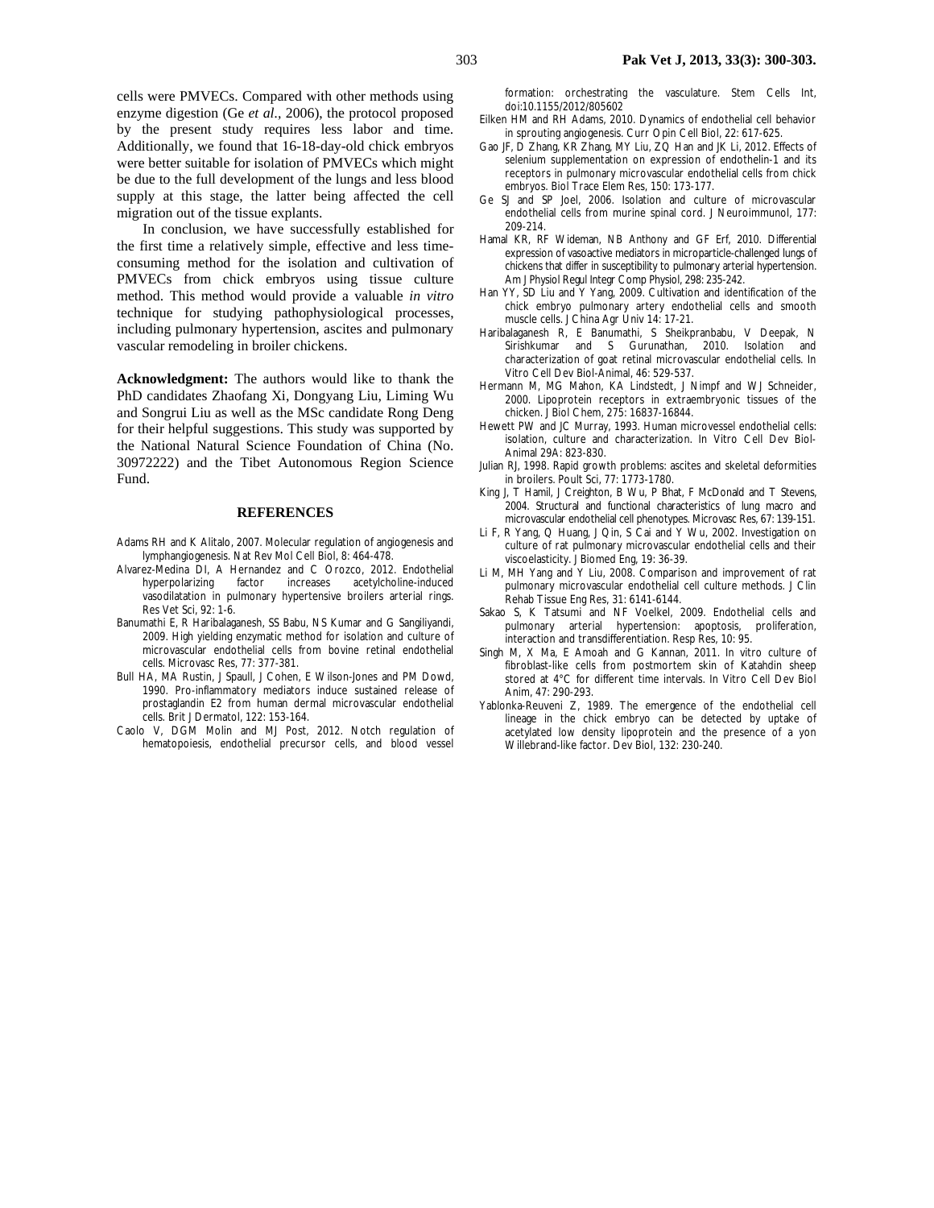cells were PMVECs. Compared with other methods using enzyme digestion (Ge *et al.*, 2006), the protocol proposed by the present study requires less labor and time. Additionally, we found that 16-18-day-old chick embryos were better suitable for isolation of PMVECs which might be due to the full development of the lungs and less blood supply at this stage, the latter being affected the cell migration out of the tissue explants.

In conclusion, we have successfully established for the first time a relatively simple, effective and less time-consuming method for the isolation and cultivation of PMVECs from chick embryos using tissue culture method. This method would provide a valuable *in vitro* technique for studying pathophysiological processes, including pulmonary hypertension, ascites and pulmonary vascular remodeling in broiler chickens.

**Acknowledgment:** The authors would like to thank the PhD candidates Zhaofang Xi, Dongyang Liu, Liming Wu and Songrui Liu as well as the MSc candidate Rong Deng for their helpful suggestions. This study was supported by the National Natural Science Foundation of China (No. 30972222) and the Tibet Autonomous Region Science Fund.

## REFERENCES

Adams RH and K Alitalo, 2007. Molecular regulation of angiogenesis and lymphangiogenesis. Nat Rev Mol Cell Biol, 8: 464-478.

Alvarez-Medina DI, A Hernandez and C Orozco, 2012. Endothelial hyperpolarizing factor increases acetylcholine-induced vasodilatation in pulmonary hypertensive broilers arterial rings. Res Vet Sci, 92: 1-6.

Banumathi E, R Haribalaganesh, SS Babu, NS Kumar and G Sangiliyandi, 2009. High yielding enzymatic method for isolation and culture of microvascular endothelial cells from bovine retinal endothelial cells. Microvasc Res, 77: 377-381.

Bull HA, MA Rustin, J Spaull, J Cohen, E Wilson-Jones and PM Dowd, 1990. Pro-inflammatory mediators induce sustained release of prostaglandin E2 from human dermal microvascular endothelial cells. Brit J Dermatol, 122: 153-164.

Caolo V, DGM Molin and MJ Post, 2012. Notch regulation of hematopoiesis, endothelial precursor cells, and blood vessel formation: orchestrating the vasculature. Stem Cells Int, doi:10.1155/2012/805602

Eilken HM and RH Adams, 2010. Dynamics of endothelial cell behavior in sprouting angiogenesis. Curr Opin Cell Biol, 22: 617-625.

Gao JF, D Zhang, KR Zhang, MY Liu, ZQ Han and JK Li, 2012. Effects of selenium supplementation on expression of endothelin-1 and its receptors in pulmonary microvascular endothelial cells from chick embryos. Biol Trace Elem Res, 150: 173-177.

Ge SJ and SP Joel, 2006. Isolation and culture of microvascular endothelial cells from murine spinal cord. J Neuroimmunol, 177: 209-214.

Hamal KR, RF Wideman, NB Anthony and GF Erf, 2010. Differential expression of vasoactive mediators in microparticle-challenged lungs of chickens that differ in susceptibility to pulmonary arterial hypertension. Am J Physiol Regul Integr Comp Physiol, 298: 235-242.

Han YY, SD Liu and Y Yang, 2009. Cultivation and identification of the chick embryo pulmonary artery endothelial cells and smooth muscle cells. J China Agr Univ 14: 17-21.

Haribalaganesh R, E Banumathi, S Sheikpranbabu, V Deepak, N Sirishkumar and S Gurunathan, 2010. Isolation and characterization of goat retinal microvascular endothelial cells. In Vitro Cell Dev Biol-Animal, 46: 529-537.

Hermann M, MG Mahon, KA Lindstedt, J Nimpf and WJ Schneider, 2000. Lipoprotein receptors in extraembryonic tissues of the chicken. J Biol Chem, 275: 16837-16844.

Hewett PW and JC Murray, 1993. Human microvessel endothelial cells: isolation, culture and characterization. In Vitro Cell Dev Biol-Animal 29A: 823-830.

Julian RJ, 1998. Rapid growth problems: ascites and skeletal deformities in broilers. Poult Sci, 77: 1773-1780.

King J, T Hamil, J Creighton, B Wu, P Bhat, F McDonald and T Stevens, 2004. Structural and functional characteristics of lung macro and microvascular endothelial cell phenotypes. Microvasc Res, 67: 139-151.

Li F, R Yang, Q Huang, J Qin, S Cai and Y Wu, 2002. Investigation on culture of rat pulmonary microvascular endothelial cells and their viscoelasticity. J Biomed Eng, 19: 36-39.

Li M, MH Yang and Y Liu, 2008. Comparison and improvement of rat pulmonary microvascular endothelial cell culture methods. J Clin Rehab Tissue Eng Res, 31: 6141-6144.

Sakao S, K Tatsumi and NF Voelkel, 2009. Endothelial cells and pulmonary arterial hypertension: apoptosis, proliferation, interaction and transdifferentiation. Resp Res, 10: 95.

Singh M, X Ma, E Amoah and G Kannan, 2011. In vitro culture of fibroblast-like cells from postmortem skin of Katahdin sheep stored at 4°C for different time intervals. In Vitro Cell Dev Biol Anim, 47: 290-293.

Yablonka-Reuveni Z, 1989. The emergence of the endothelial cell lineage in the chick embryo can be detected by uptake of acetylated low density lipoprotein and the presence of a yon Willebrand-like factor. Dev Biol, 132: 230-240.